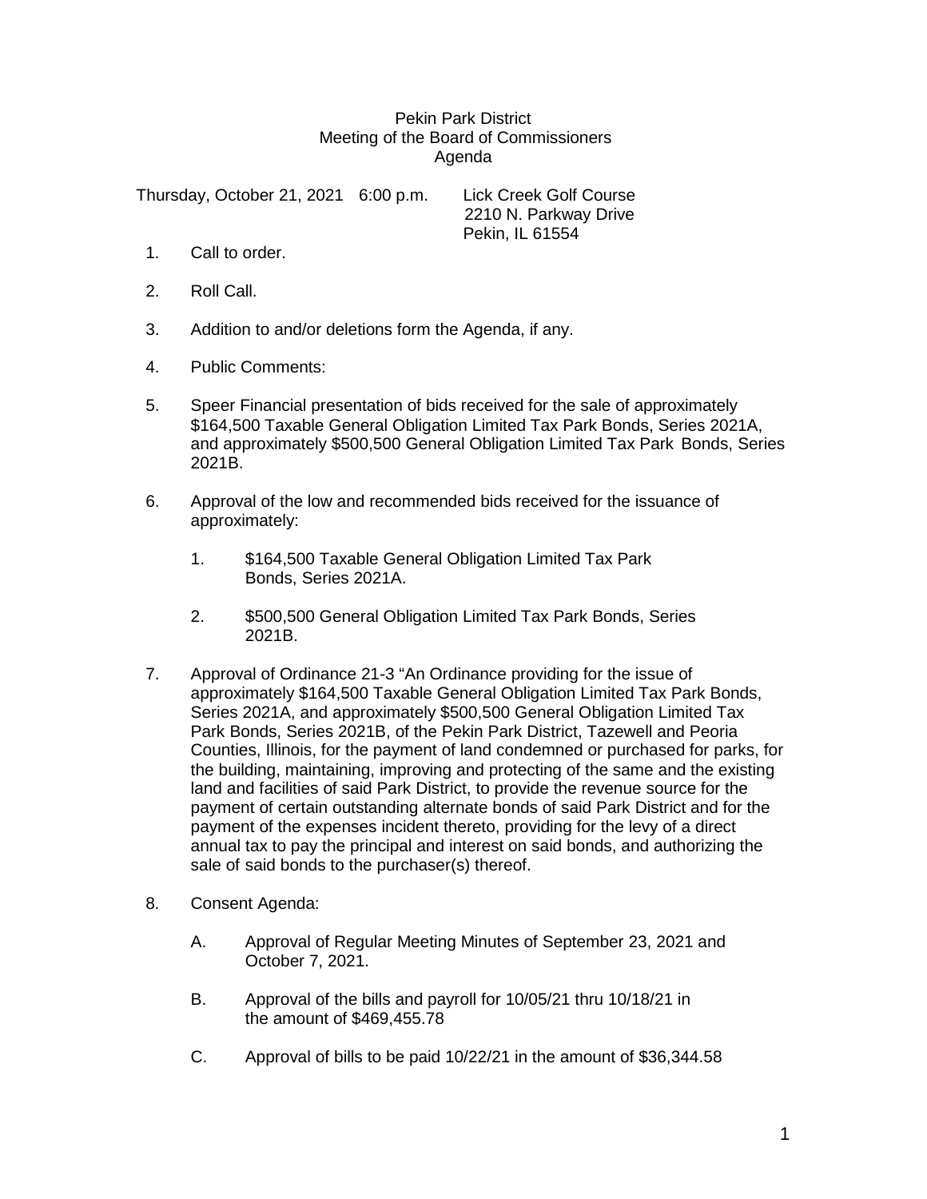Pekin Park District
Meeting of the Board of Commissioners
Agenda

Thursday, October 21, 2021 6:00 p.m. Lick Creek Golf Course
2210 N. Parkway Drive
Pekin, IL 61554

1. Call to order.

2. Roll Call.

3. Addition to and/or deletions form the Agenda, if any.

4. Public Comments:

5. Speer Financial presentation of bids received for the sale of approximately $164,500 Taxable General Obligation Limited Tax Park Bonds, Series 2021A, and approximately $500,500 General Obligation Limited Tax Park Bonds, Series 2021B.

6. Approval of the low and recommended bids received for the issuance of approximately:

   1. $164,500 Taxable General Obligation Limited Tax Park Bonds, Series 2021A.

   2. $500,500 General Obligation Limited Tax Park Bonds, Series 2021B.

7. Approval of Ordinance 21-3 "An Ordinance providing for the issue of approximately $164,500 Taxable General Obligation Limited Tax Park Bonds, Series 2021A, and approximately $500,500 General Obligation Limited Tax Park Bonds, Series 2021B, of the Pekin Park District, Tazewell and Peoria Counties, Illinois, for the payment of land condemned or purchased for parks, for the building, maintaining, improving and protecting of the same and the existing land and facilities of said Park District, to provide the revenue source for the payment of certain outstanding alternate bonds of said Park District and for the payment of the expenses incident thereto, providing for the levy of a direct annual tax to pay the principal and interest on said bonds, and authorizing the sale of said bonds to the purchaser(s) thereof.

8. Consent Agenda:

   A. Approval of Regular Meeting Minutes of September 23, 2021 and October 7, 2021.

   B. Approval of the bills and payroll for 10/05/21 thru 10/18/21 in the amount of $469,455.78

   C. Approval of bills to be paid 10/22/21 in the amount of $36,344.58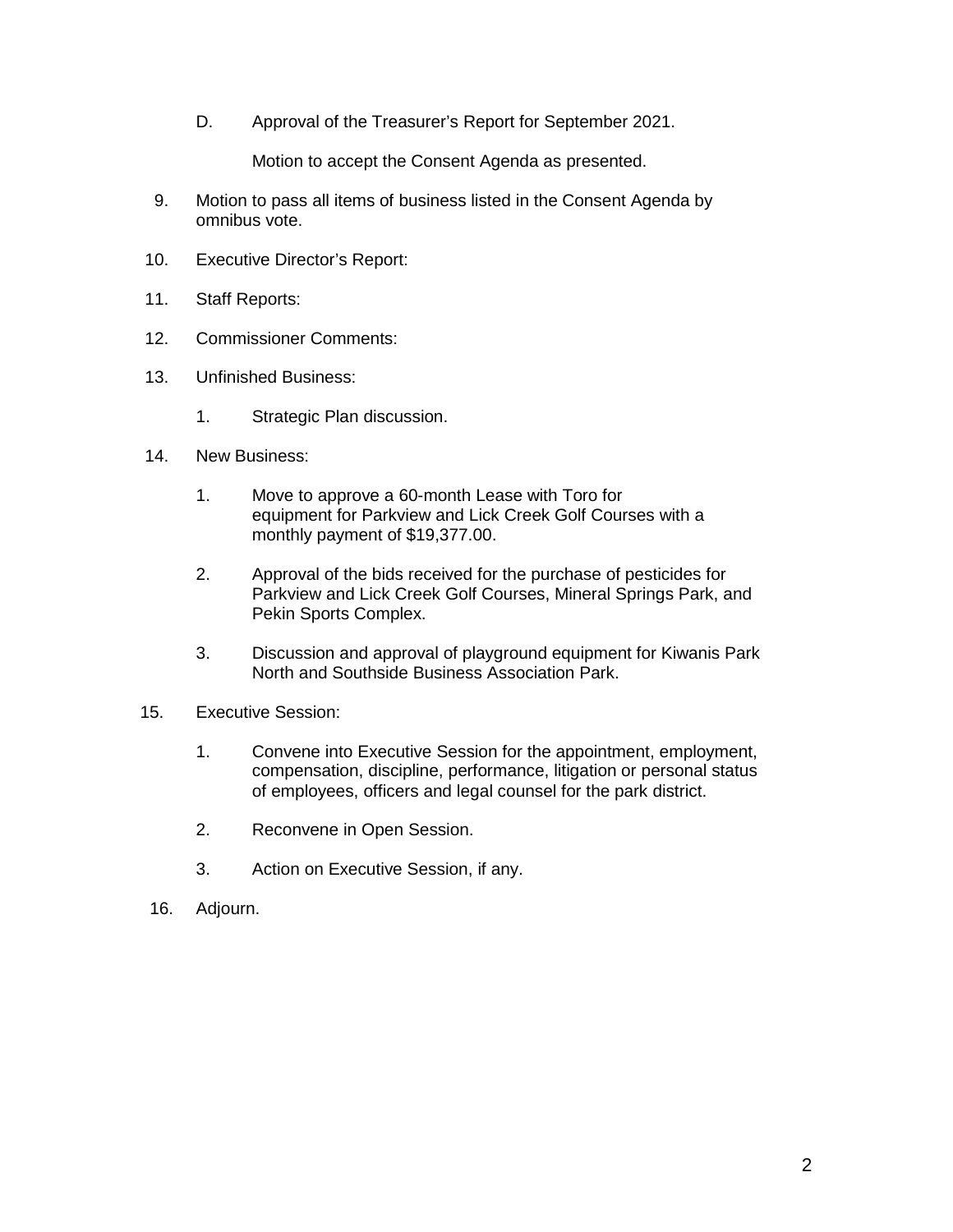D. Approval of the Treasurer's Report for September 2021.

Motion to accept the Consent Agenda as presented.

9. Motion to pass all items of business listed in the Consent Agenda by omnibus vote.

10. Executive Director's Report:

11. Staff Reports:

12. Commissioner Comments:

13. Unfinished Business:

    1. Strategic Plan discussion.

14. New Business:

    1. Move to approve a 60-month Lease with Toro for equipment for Parkview and Lick Creek Golf Courses with a monthly payment of $19,377.00.

    2. Approval of the bids received for the purchase of pesticides for Parkview and Lick Creek Golf Courses, Mineral Springs Park, and Pekin Sports Complex.

    3. Discussion and approval of playground equipment for Kiwanis Park North and Southside Business Association Park.

15. Executive Session:

    1. Convene into Executive Session for the appointment, employment, compensation, discipline, performance, litigation or personal status of employees, officers and legal counsel for the park district.

    2. Reconvene in Open Session.

    3. Action on Executive Session, if any.

16. Adjourn.